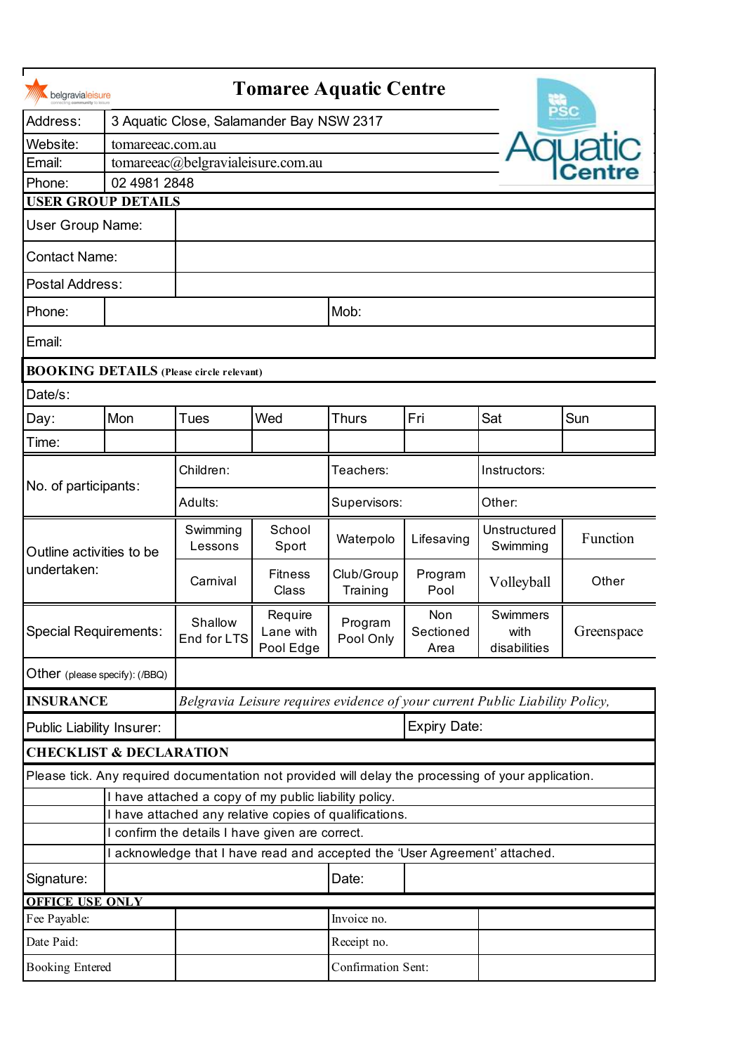# Tomaree Aquatic Centre

| | |
|---|---|
| Address: | 3 Aquatic Close, Salamander Bay NSW 2317 |
| Website: | tomareeac.com.au |
| Email: | tomareeac@belgravialeisure.com.au |
| Phone: | 02 4981 2848 |

## USER GROUP DETAILS

| | | | |
|---|---|---|---|
| User Group Name: | | | |
| Contact Name: | | | |
| Postal Address: | | | |
| Phone: | | Mob: | |
| Email: | | | |

## BOOKING DETAILS (Please circle relevant)

| | | | | | | | |
|---|---|---|---|---|---|---|---|
| Date/s: | | | | | | | |
| Day: | Mon | Tues | Wed | Thurs | Fri | Sat | Sun |
| Time: | | | | | | | |

| | | | |
|---|---|---|---|
| No. of participants: | Children: | Teachers: | Instructors: |
| | Adults: | Supervisors: | Other: |

| | | | | | | |
|---|---|---|---|---|---|---|
| Outline activities to be undertaken: | Swimming Lessons | School Sport | Waterpolo | Lifesaving | Unstructured Swimming | Function |
| | Carnival | Fitness Class | Club/Group Training | Program Pool | Volleyball | Other |
| Special Requirements: | Shallow End for LTS | Require Lane with Pool Edge | Program Pool Only | Non Sectioned Area | Swimmers with disabilities | Greenspace |
| Other (please specify): (/BBQ) | | | | | | |

## INSURANCE

*Belgravia Leisure requires evidence of your current Public Liability Policy,*

| | | | |
|---|---|---|---|
| Public Liability Insurer: | | Expiry Date: | |

## CHECKLIST & DECLARATION

Please tick. Any required documentation not provided will delay the processing of your application.

| | |
|---|---|
| | I have attached a copy of my public liability policy. |
| | I have attached any relative copies of qualifications. |
| | I confirm the details I have given are correct. |
| | I acknowledge that I have read and accepted the 'User Agreement' attached. |

| | | | |
|---|---|---|---|
| Signature: | | Date: | |

## OFFICE USE ONLY

| | | | |
|---|---|---|---|
| Fee Payable: | | Invoice no. | |
| Date Paid: | | Receipt no. | |
| Booking Entered | | Confirmation Sent: | |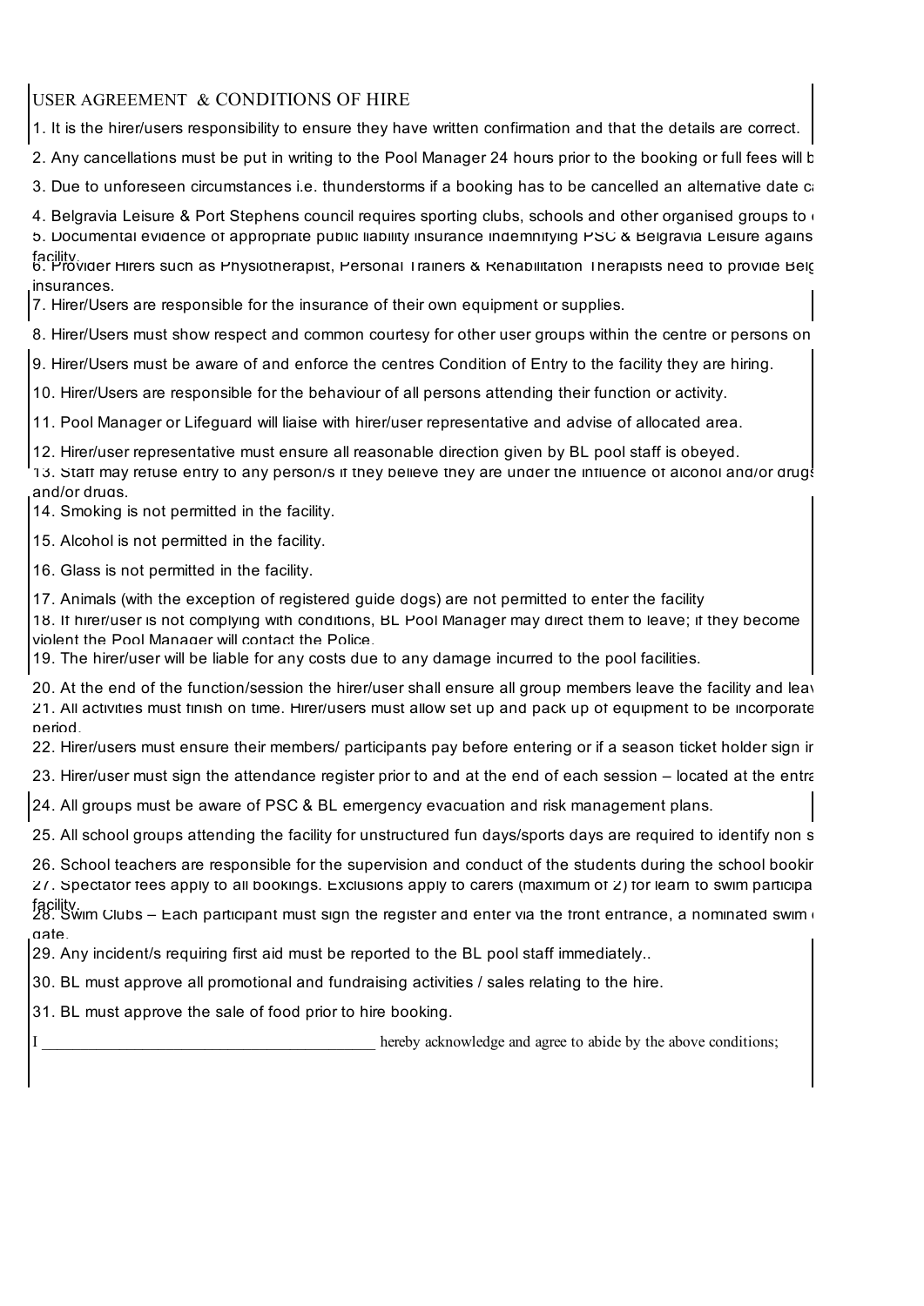USER AGREEMENT & CONDITIONS OF HIRE

1. It is the hirer/users responsibility to ensure they have written confirmation and that the details are correct.
2. Any cancellations must be put in writing to the Pool Manager 24 hours prior to the booking or full fees will b
3. Due to unforeseen circumstances i.e. thunderstorms if a booking has to be cancelled an alternative date ca
4. Belgravia Leisure & Port Stephens council requires sporting clubs, schools and other organised groups to
5. Documental evidence of appropriate public liability insurance indemnifying PSC & Belgravia Leisure agains facility.
6. Provider Hirers such as Physiotherapist, Personal Trainers & Rehabilitation Therapists need to provide Belg insurances.
7. Hirer/Users are responsible for the insurance of their own equipment or supplies.
8. Hirer/Users must show respect and common courtesy for other user groups within the centre or persons on
9. Hirer/Users must be aware of and enforce the centres Condition of Entry to the facility they are hiring.
10. Hirer/Users are responsible for the behaviour of all persons attending their function or activity.
11. Pool Manager or Lifeguard will liaise with hirer/user representative and advise of allocated area.
12. Hirer/user representative must ensure all reasonable direction given by BL pool staff is obeyed.
13. Staff may refuse entry to any person/s if they believe they are under the influence of alcohol and/or drugs and/or drugs.
14. Smoking is not permitted in the facility.
15. Alcohol is not permitted in the facility.
16. Glass is not permitted in the facility.
17. Animals (with the exception of registered guide dogs) are not permitted to enter the facility
18. If hirer/user is not complying with conditions, BL Pool Manager may direct them to leave; if they become violent the Pool Manager will contact the Police.
19. The hirer/user will be liable for any costs due to any damage incurred to the pool facilities.
20. At the end of the function/session the hirer/user shall ensure all group members leave the facility and leav
21. All activities must finish on time. Hirer/users must allow set up and pack up of equipment to be incorporate period.
22. Hirer/users must ensure their members/ participants pay before entering or if a season ticket holder sign ir
23. Hirer/user must sign the attendance register prior to and at the end of each session – located at the entra
24. All groups must be aware of PSC & BL emergency evacuation and risk management plans.
25. All school groups attending the facility for unstructured fun days/sports days are required to identify non s
26. School teachers are responsible for the supervision and conduct of the students during the school bookir
27. Spectator fees apply to all bookings. Exclusions apply to carers (maximum of 2) for learn to swim participa facility.
28. Swim Clubs – Each participant must sign the register and enter via the front entrance, a nominated swim gate.
29. Any incident/s requiring first aid must be reported to the BL pool staff immediately..
30. BL must approve all promotional and fundraising activities / sales relating to the hire.
31. BL must approve the sale of food prior to hire booking.

I ________________________________________ hereby acknowledge and agree to abide by the above conditions;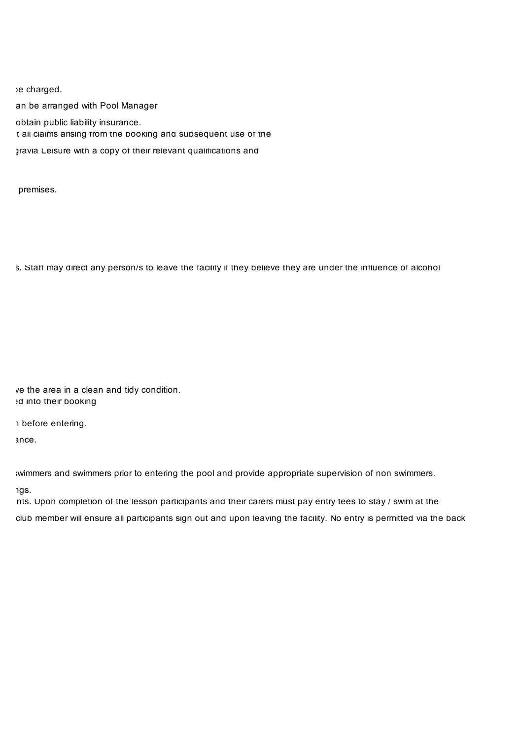›e charged.

an be arranged with Pool Manager

obtain public liability insurance.

t all claims arising from the booking and subsequent use of the

gravia Leisure with a copy of their relevant qualifications and

premises.

s. Staff may direct any person/s to leave the facility if they believe they are under the influence of alcohol

ve the area in a clean and tidy condition.

ed into their booking

n before entering.

ance.

swimmers and swimmers prior to entering the pool and provide appropriate supervision of non swimmers.

ngs.

nts. Upon completion of the lesson participants and their carers must pay entry fees to stay / swim at the

club member will ensure all participants sign out and upon leaving the facility. No entry is permitted via the back